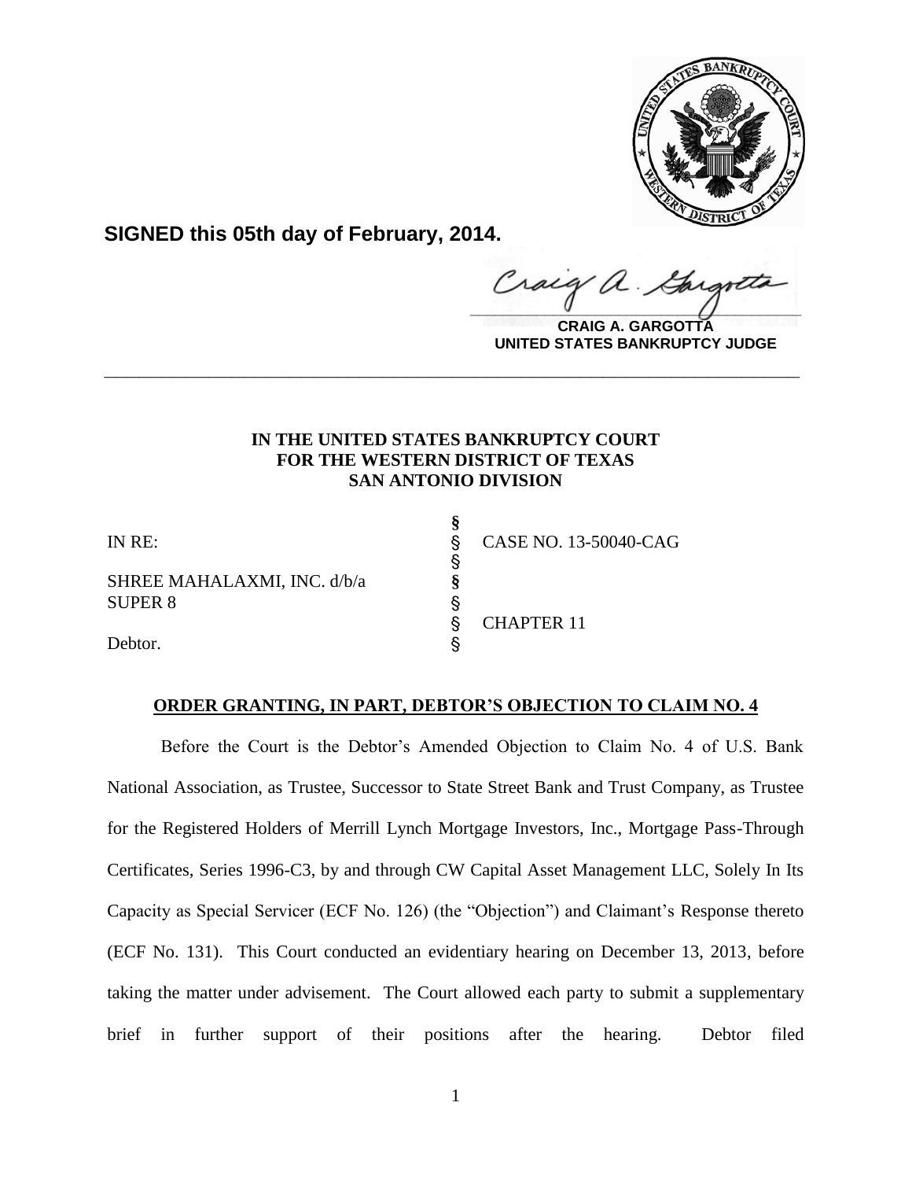**SIGNED this 05th day of February, 2014.**

**CRAIG A. GARGOTTA**
**UNITED STATES BANKRUPTCY JUDGE**

---

**IN THE UNITED STATES BANKRUPTCY COURT**
**FOR THE WESTERN DISTRICT OF TEXAS**
**SAN ANTONIO DIVISION**

| | | |
|---|---|---|
| | § | |
| IN RE: | § | CASE NO. 13-50040-CAG |
| | § | |
| SHREE MAHALAXMI, INC. d/b/a | § | |
| SUPER 8 | § | |
| | § | CHAPTER 11 |
| Debtor. | § | |

**ORDER GRANTING, IN PART, DEBTOR'S OBJECTION TO CLAIM NO. 4**

Before the Court is the Debtor's Amended Objection to Claim No. 4 of U.S. Bank National Association, as Trustee, Successor to State Street Bank and Trust Company, as Trustee for the Registered Holders of Merrill Lynch Mortgage Investors, Inc., Mortgage Pass-Through Certificates, Series 1996-C3, by and through CW Capital Asset Management LLC, Solely In Its Capacity as Special Servicer (ECF No. 126) (the "Objection") and Claimant's Response thereto (ECF No. 131). This Court conducted an evidentiary hearing on December 13, 2013, before taking the matter under advisement. The Court allowed each party to submit a supplementary brief in further support of their positions after the hearing. Debtor filed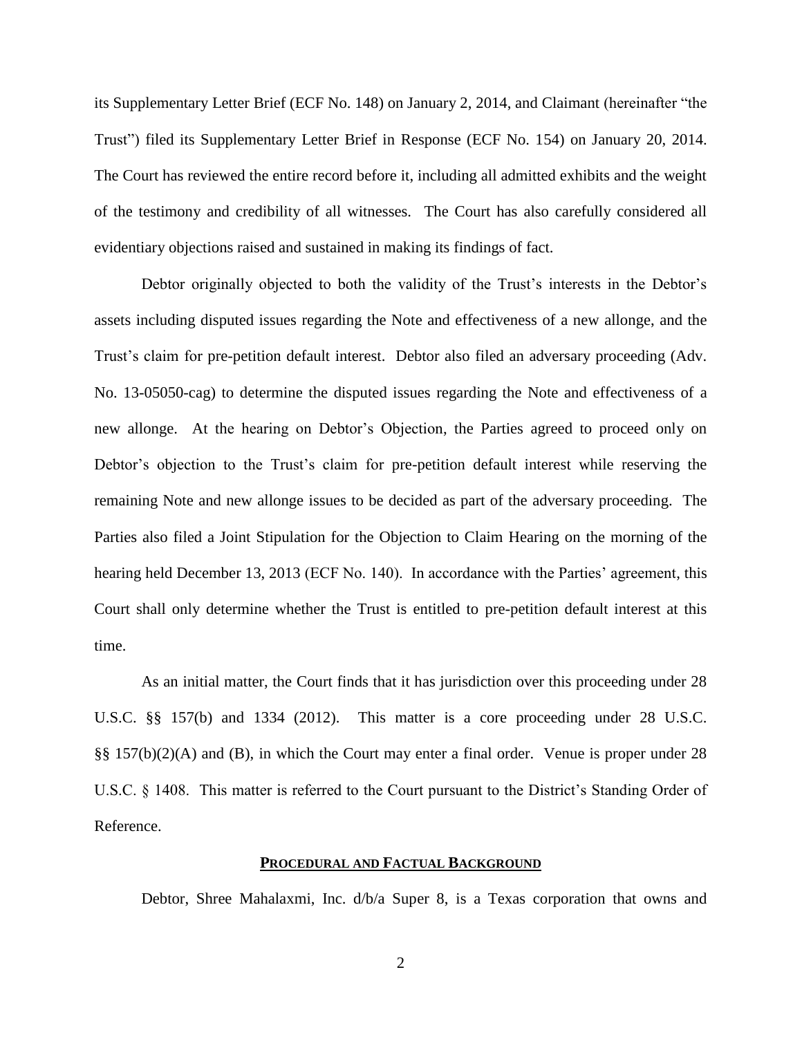its Supplementary Letter Brief (ECF No. 148) on January 2, 2014, and Claimant (hereinafter "the Trust") filed its Supplementary Letter Brief in Response (ECF No. 154) on January 20, 2014. The Court has reviewed the entire record before it, including all admitted exhibits and the weight of the testimony and credibility of all witnesses. The Court has also carefully considered all evidentiary objections raised and sustained in making its findings of fact.

Debtor originally objected to both the validity of the Trust's interests in the Debtor's assets including disputed issues regarding the Note and effectiveness of a new allonge, and the Trust's claim for pre-petition default interest. Debtor also filed an adversary proceeding (Adv. No. 13-05050-cag) to determine the disputed issues regarding the Note and effectiveness of a new allonge. At the hearing on Debtor's Objection, the Parties agreed to proceed only on Debtor's objection to the Trust's claim for pre-petition default interest while reserving the remaining Note and new allonge issues to be decided as part of the adversary proceeding. The Parties also filed a Joint Stipulation for the Objection to Claim Hearing on the morning of the hearing held December 13, 2013 (ECF No. 140). In accordance with the Parties' agreement, this Court shall only determine whether the Trust is entitled to pre-petition default interest at this time.

As an initial matter, the Court finds that it has jurisdiction over this proceeding under 28 U.S.C. §§ 157(b) and 1334 (2012). This matter is a core proceeding under 28 U.S.C. §§ 157(b)(2)(A) and (B), in which the Court may enter a final order. Venue is proper under 28 U.S.C. § 1408. This matter is referred to the Court pursuant to the District's Standing Order of Reference.

## PROCEDURAL AND FACTUAL BACKGROUND

Debtor, Shree Mahalaxmi, Inc. d/b/a Super 8, is a Texas corporation that owns and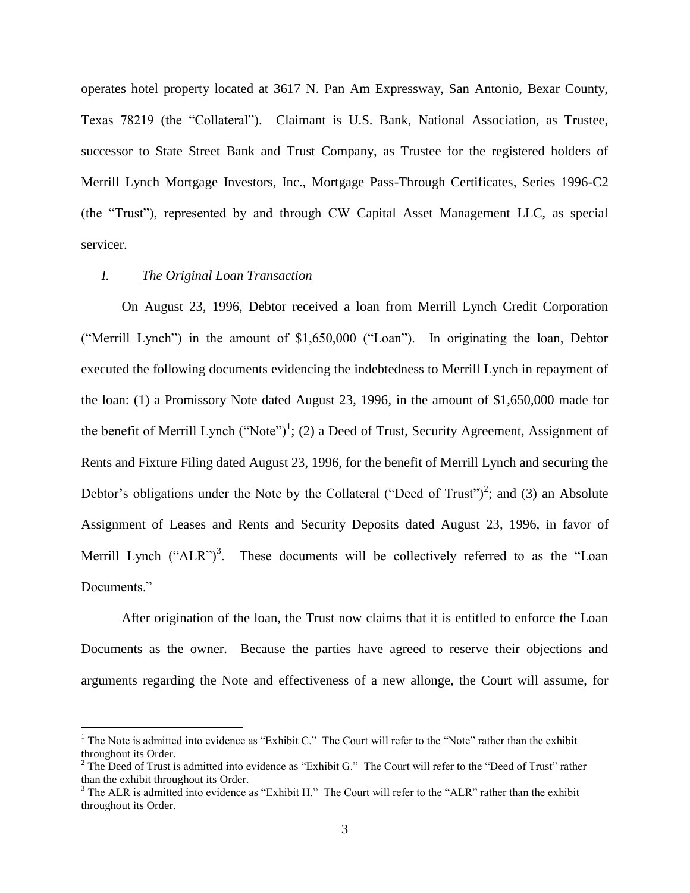operates hotel property located at 3617 N. Pan Am Expressway, San Antonio, Bexar County, Texas 78219 (the "Collateral"). Claimant is U.S. Bank, National Association, as Trustee, successor to State Street Bank and Trust Company, as Trustee for the registered holders of Merrill Lynch Mortgage Investors, Inc., Mortgage Pass-Through Certificates, Series 1996-C2 (the "Trust"), represented by and through CW Capital Asset Management LLC, as special servicer.

## *I. The Original Loan Transaction*

On August 23, 1996, Debtor received a loan from Merrill Lynch Credit Corporation ("Merrill Lynch") in the amount of $1,650,000 ("Loan"). In originating the loan, Debtor executed the following documents evidencing the indebtedness to Merrill Lynch in repayment of the loan: (1) a Promissory Note dated August 23, 1996, in the amount of $1,650,000 made for the benefit of Merrill Lynch ("Note")[1]; (2) a Deed of Trust, Security Agreement, Assignment of Rents and Fixture Filing dated August 23, 1996, for the benefit of Merrill Lynch and securing the Debtor's obligations under the Note by the Collateral ("Deed of Trust")[2]; and (3) an Absolute Assignment of Leases and Rents and Security Deposits dated August 23, 1996, in favor of Merrill Lynch ("ALR")[3]. These documents will be collectively referred to as the "Loan Documents."

After origination of the loan, the Trust now claims that it is entitled to enforce the Loan Documents as the owner. Because the parties have agreed to reserve their objections and arguments regarding the Note and effectiveness of a new allonge, the Court will assume, for

---

[1] The Note is admitted into evidence as "Exhibit C." The Court will refer to the "Note" rather than the exhibit throughout its Order.

[2] The Deed of Trust is admitted into evidence as "Exhibit G." The Court will refer to the "Deed of Trust" rather than the exhibit throughout its Order.

[3] The ALR is admitted into evidence as "Exhibit H." The Court will refer to the "ALR" rather than the exhibit throughout its Order.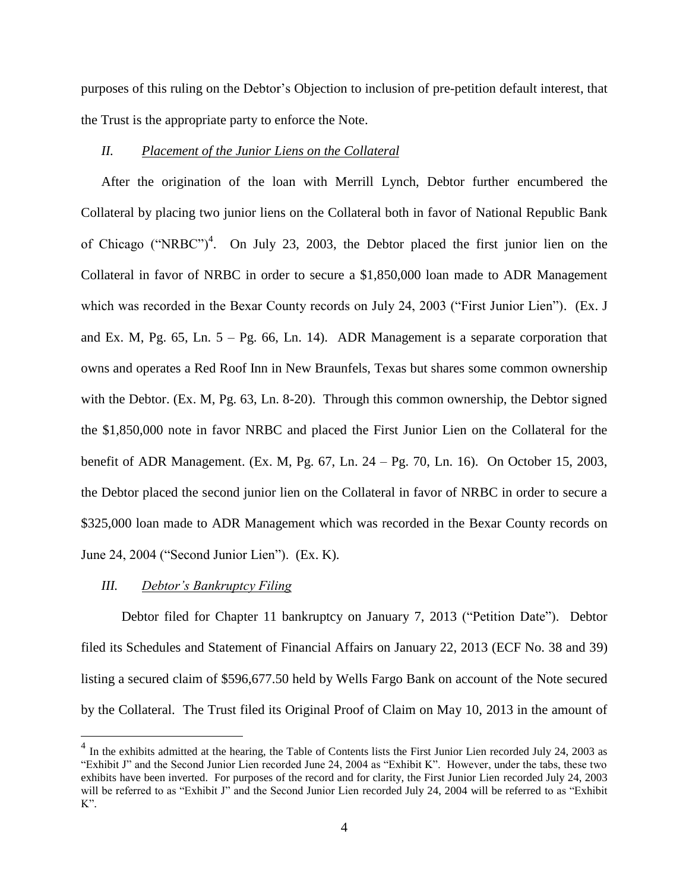purposes of this ruling on the Debtor's Objection to inclusion of pre-petition default interest, that the Trust is the appropriate party to enforce the Note.

### *II. Placement of the Junior Liens on the Collateral*

After the origination of the loan with Merrill Lynch, Debtor further encumbered the Collateral by placing two junior liens on the Collateral both in favor of National Republic Bank of Chicago ("NRBC")[4]. On July 23, 2003, the Debtor placed the first junior lien on the Collateral in favor of NRBC in order to secure a $1,850,000 loan made to ADR Management which was recorded in the Bexar County records on July 24, 2003 ("First Junior Lien"). (Ex. J and Ex. M, Pg. 65, Ln. 5 – Pg. 66, Ln. 14). ADR Management is a separate corporation that owns and operates a Red Roof Inn in New Braunfels, Texas but shares some common ownership with the Debtor. (Ex. M, Pg. 63, Ln. 8-20). Through this common ownership, the Debtor signed the $1,850,000 note in favor NRBC and placed the First Junior Lien on the Collateral for the benefit of ADR Management. (Ex. M, Pg. 67, Ln. 24 – Pg. 70, Ln. 16). On October 15, 2003, the Debtor placed the second junior lien on the Collateral in favor of NRBC in order to secure a $325,000 loan made to ADR Management which was recorded in the Bexar County records on June 24, 2004 ("Second Junior Lien"). (Ex. K).

### *III. Debtor's Bankruptcy Filing*

Debtor filed for Chapter 11 bankruptcy on January 7, 2013 ("Petition Date"). Debtor filed its Schedules and Statement of Financial Affairs on January 22, 2013 (ECF No. 38 and 39) listing a secured claim of $596,677.50 held by Wells Fargo Bank on account of the Note secured by the Collateral. The Trust filed its Original Proof of Claim on May 10, 2013 in the amount of

---

[4] In the exhibits admitted at the hearing, the Table of Contents lists the First Junior Lien recorded July 24, 2003 as "Exhibit J" and the Second Junior Lien recorded June 24, 2004 as "Exhibit K". However, under the tabs, these two exhibits have been inverted. For purposes of the record and for clarity, the First Junior Lien recorded July 24, 2003 will be referred to as "Exhibit J" and the Second Junior Lien recorded July 24, 2004 will be referred to as "Exhibit K".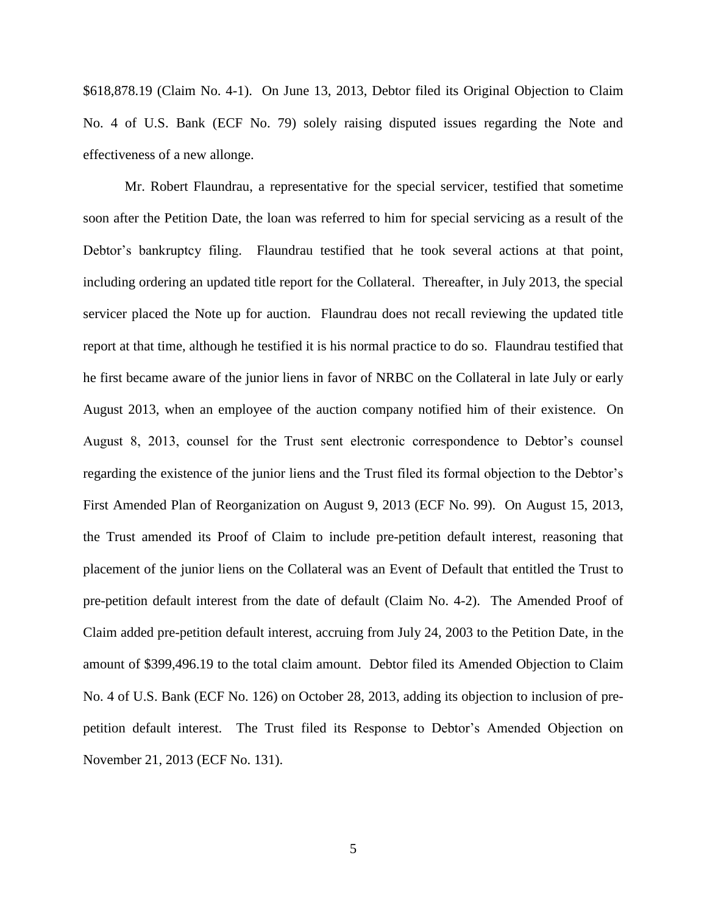$618,878.19 (Claim No. 4-1). On June 13, 2013, Debtor filed its Original Objection to Claim No. 4 of U.S. Bank (ECF No. 79) solely raising disputed issues regarding the Note and effectiveness of a new allonge.

Mr. Robert Flaundrau, a representative for the special servicer, testified that sometime soon after the Petition Date, the loan was referred to him for special servicing as a result of the Debtor's bankruptcy filing. Flaundrau testified that he took several actions at that point, including ordering an updated title report for the Collateral. Thereafter, in July 2013, the special servicer placed the Note up for auction. Flaundrau does not recall reviewing the updated title report at that time, although he testified it is his normal practice to do so. Flaundrau testified that he first became aware of the junior liens in favor of NRBC on the Collateral in late July or early August 2013, when an employee of the auction company notified him of their existence. On August 8, 2013, counsel for the Trust sent electronic correspondence to Debtor's counsel regarding the existence of the junior liens and the Trust filed its formal objection to the Debtor's First Amended Plan of Reorganization on August 9, 2013 (ECF No. 99). On August 15, 2013, the Trust amended its Proof of Claim to include pre-petition default interest, reasoning that placement of the junior liens on the Collateral was an Event of Default that entitled the Trust to pre-petition default interest from the date of default (Claim No. 4-2). The Amended Proof of Claim added pre-petition default interest, accruing from July 24, 2003 to the Petition Date, in the amount of $399,496.19 to the total claim amount. Debtor filed its Amended Objection to Claim No. 4 of U.S. Bank (ECF No. 126) on October 28, 2013, adding its objection to inclusion of pre-petition default interest. The Trust filed its Response to Debtor's Amended Objection on November 21, 2013 (ECF No. 131).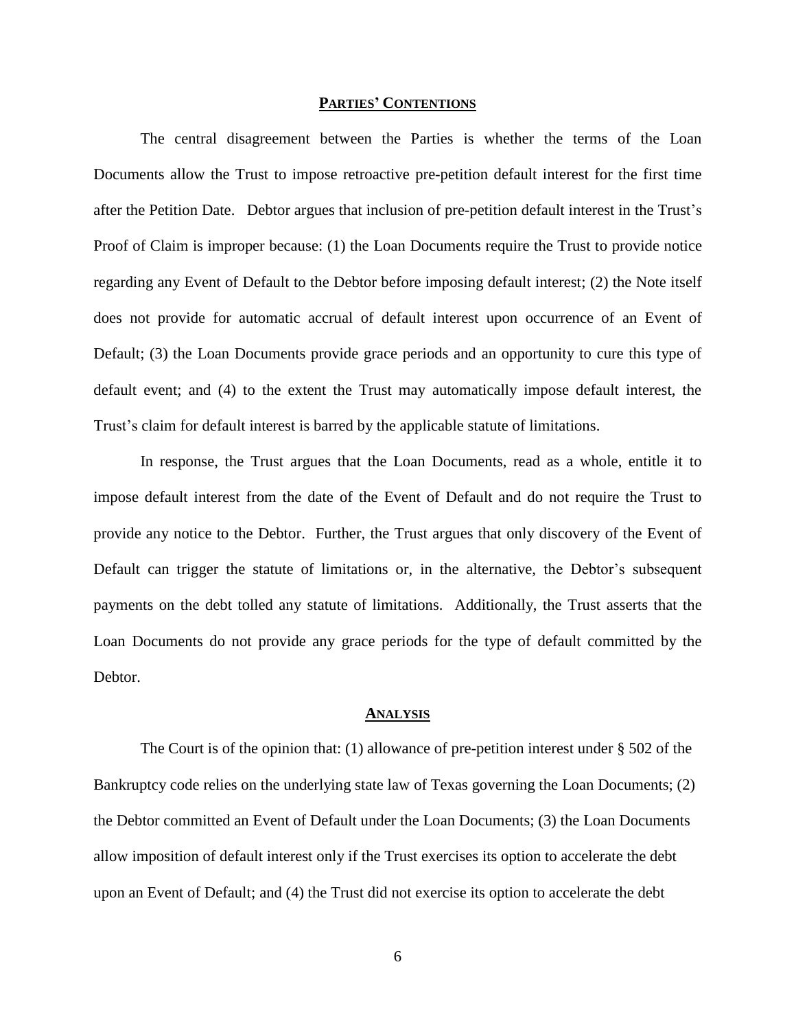## Parties' Contentions

The central disagreement between the Parties is whether the terms of the Loan Documents allow the Trust to impose retroactive pre-petition default interest for the first time after the Petition Date. Debtor argues that inclusion of pre-petition default interest in the Trust's Proof of Claim is improper because: (1) the Loan Documents require the Trust to provide notice regarding any Event of Default to the Debtor before imposing default interest; (2) the Note itself does not provide for automatic accrual of default interest upon occurrence of an Event of Default; (3) the Loan Documents provide grace periods and an opportunity to cure this type of default event; and (4) to the extent the Trust may automatically impose default interest, the Trust's claim for default interest is barred by the applicable statute of limitations.

In response, the Trust argues that the Loan Documents, read as a whole, entitle it to impose default interest from the date of the Event of Default and do not require the Trust to provide any notice to the Debtor. Further, the Trust argues that only discovery of the Event of Default can trigger the statute of limitations or, in the alternative, the Debtor's subsequent payments on the debt tolled any statute of limitations. Additionally, the Trust asserts that the Loan Documents do not provide any grace periods for the type of default committed by the Debtor.

## Analysis

The Court is of the opinion that: (1) allowance of pre-petition interest under § 502 of the Bankruptcy code relies on the underlying state law of Texas governing the Loan Documents; (2) the Debtor committed an Event of Default under the Loan Documents; (3) the Loan Documents allow imposition of default interest only if the Trust exercises its option to accelerate the debt upon an Event of Default; and (4) the Trust did not exercise its option to accelerate the debt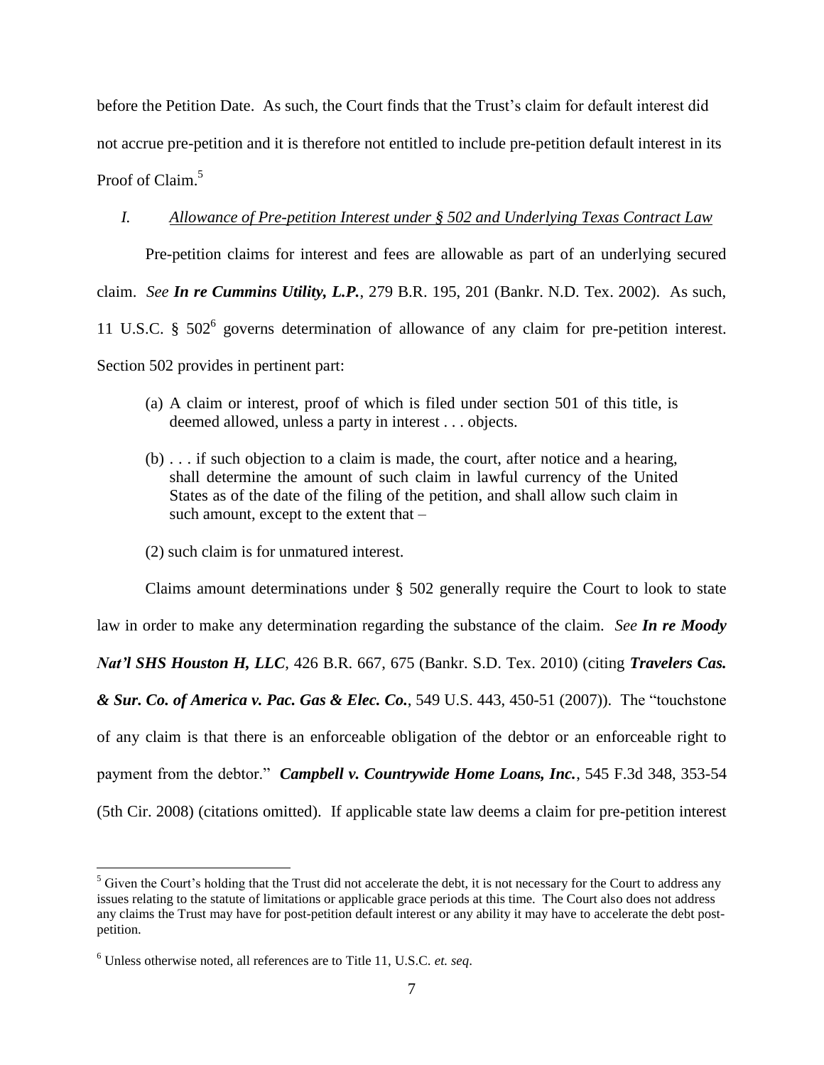before the Petition Date. As such, the Court finds that the Trust's claim for default interest did not accrue pre-petition and it is therefore not entitled to include pre-petition default interest in its Proof of Claim.[5]

*I. <u>Allowance of Pre-petition Interest under § 502 and Underlying Texas Contract Law</u>*

Pre-petition claims for interest and fees are allowable as part of an underlying secured claim. *See* ***In re Cummins Utility, L.P.***, 279 B.R. 195, 201 (Bankr. N.D. Tex. 2002). As such, 11 U.S.C. § 502[6] governs determination of allowance of any claim for pre-petition interest. Section 502 provides in pertinent part:

> (a) A claim or interest, proof of which is filed under section 501 of this title, is deemed allowed, unless a party in interest . . . objects.
>
> (b) . . . if such objection to a claim is made, the court, after notice and a hearing, shall determine the amount of such claim in lawful currency of the United States as of the date of the filing of the petition, and shall allow such claim in such amount, except to the extent that –
>
> (2) such claim is for unmatured interest.

Claims amount determinations under § 502 generally require the Court to look to state law in order to make any determination regarding the substance of the claim. *See* ***In re Moody Nat'l SHS Houston H, LLC***, 426 B.R. 667, 675 (Bankr. S.D. Tex. 2010) (citing ***Travelers Cas. & Sur. Co. of America v. Pac. Gas & Elec. Co.***, 549 U.S. 443, 450-51 (2007)). The "touchstone of any claim is that there is an enforceable obligation of the debtor or an enforceable right to payment from the debtor." ***Campbell v. Countrywide Home Loans, Inc.***, 545 F.3d 348, 353-54 (5th Cir. 2008) (citations omitted). If applicable state law deems a claim for pre-petition interest

---

[5] Given the Court's holding that the Trust did not accelerate the debt, it is not necessary for the Court to address any issues relating to the statute of limitations or applicable grace periods at this time. The Court also does not address any claims the Trust may have for post-petition default interest or any ability it may have to accelerate the debt post-petition.

[6] Unless otherwise noted, all references are to Title 11, U.S.C. *et. seq*.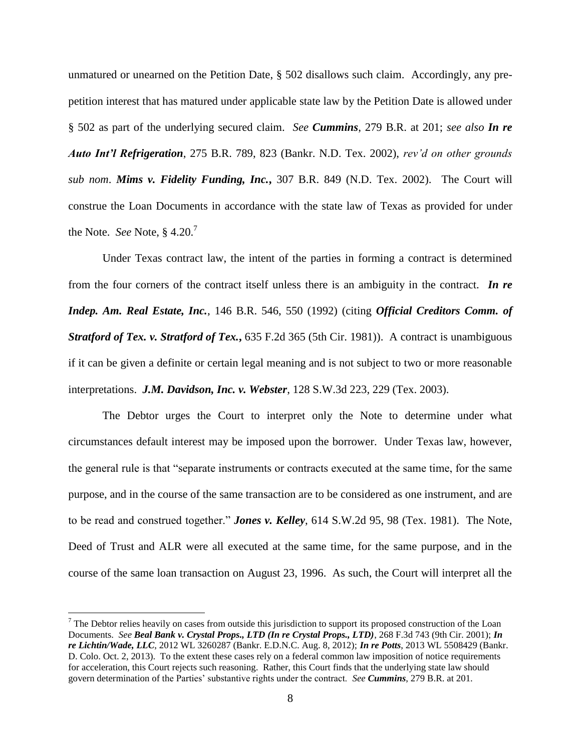unmatured or unearned on the Petition Date, § 502 disallows such claim. Accordingly, any pre-petition interest that has matured under applicable state law by the Petition Date is allowed under § 502 as part of the underlying secured claim. *See* ***Cummins***, 279 B.R. at 201; *see also* ***In re Auto Int'l Refrigeration***, 275 B.R. 789, 823 (Bankr. N.D. Tex. 2002), *rev'd on other grounds sub nom*. ***Mims v. Fidelity Funding, Inc.***, 307 B.R. 849 (N.D. Tex. 2002). The Court will construe the Loan Documents in accordance with the state law of Texas as provided for under the Note. *See* Note, § 4.20.[7]

Under Texas contract law, the intent of the parties in forming a contract is determined from the four corners of the contract itself unless there is an ambiguity in the contract. ***In re Indep. Am. Real Estate, Inc.***, 146 B.R. 546, 550 (1992) (citing ***Official Creditors Comm. of Stratford of Tex. v. Stratford of Tex.***, 635 F.2d 365 (5th Cir. 1981)). A contract is unambiguous if it can be given a definite or certain legal meaning and is not subject to two or more reasonable interpretations. ***J.M. Davidson, Inc. v. Webster***, 128 S.W.3d 223, 229 (Tex. 2003).

The Debtor urges the Court to interpret only the Note to determine under what circumstances default interest may be imposed upon the borrower. Under Texas law, however, the general rule is that "separate instruments or contracts executed at the same time, for the same purpose, and in the course of the same transaction are to be considered as one instrument, and are to be read and construed together." ***Jones v. Kelley***, 614 S.W.2d 95, 98 (Tex. 1981). The Note, Deed of Trust and ALR were all executed at the same time, for the same purpose, and in the course of the same loan transaction on August 23, 1996. As such, the Court will interpret all the

[7] The Debtor relies heavily on cases from outside this jurisdiction to support its proposed construction of the Loan Documents. *See* ***Beal Bank v. Crystal Props., LTD (In re Crystal Props., LTD)***, 268 F.3d 743 (9th Cir. 2001); ***In re Lichtin/Wade, LLC***, 2012 WL 3260287 (Bankr. E.D.N.C. Aug. 8, 2012); ***In re Potts***, 2013 WL 5508429 (Bankr. D. Colo. Oct. 2, 2013). To the extent these cases rely on a federal common law imposition of notice requirements for acceleration, this Court rejects such reasoning. Rather, this Court finds that the underlying state law should govern determination of the Parties' substantive rights under the contract. *See* ***Cummins***, 279 B.R. at 201.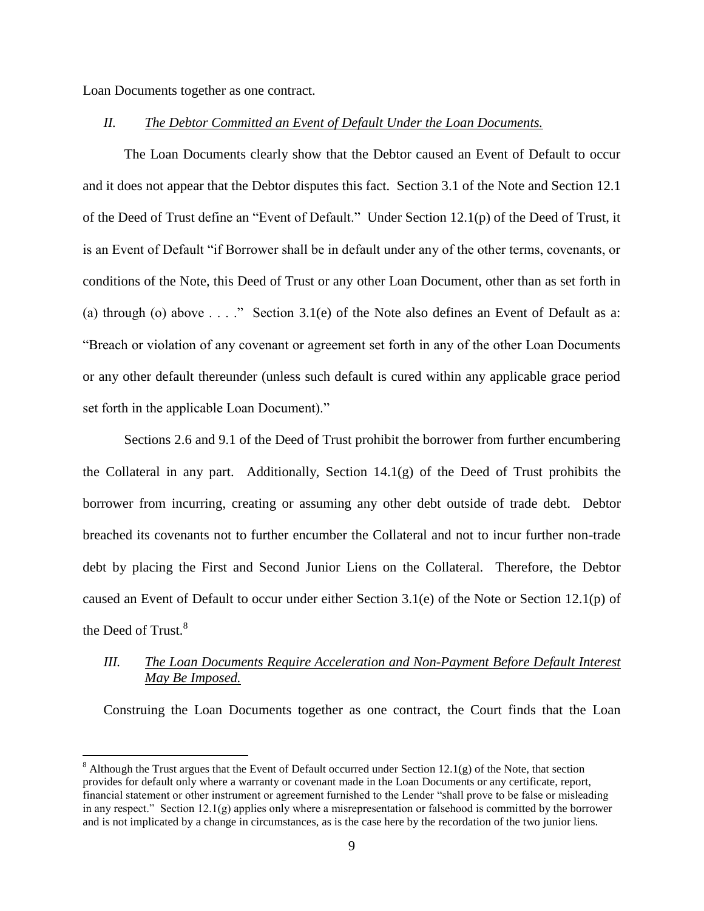Loan Documents together as one contract.

### *II. The Debtor Committed an Event of Default Under the Loan Documents.*

The Loan Documents clearly show that the Debtor caused an Event of Default to occur and it does not appear that the Debtor disputes this fact. Section 3.1 of the Note and Section 12.1 of the Deed of Trust define an "Event of Default." Under Section 12.1(p) of the Deed of Trust, it is an Event of Default "if Borrower shall be in default under any of the other terms, covenants, or conditions of the Note, this Deed of Trust or any other Loan Document, other than as set forth in (a) through (o) above . . . ." Section 3.1(e) of the Note also defines an Event of Default as a: "Breach or violation of any covenant or agreement set forth in any of the other Loan Documents or any other default thereunder (unless such default is cured within any applicable grace period set forth in the applicable Loan Document)."

Sections 2.6 and 9.1 of the Deed of Trust prohibit the borrower from further encumbering the Collateral in any part. Additionally, Section 14.1(g) of the Deed of Trust prohibits the borrower from incurring, creating or assuming any other debt outside of trade debt. Debtor breached its covenants not to further encumber the Collateral and not to incur further non-trade debt by placing the First and Second Junior Liens on the Collateral. Therefore, the Debtor caused an Event of Default to occur under either Section 3.1(e) of the Note or Section 12.1(p) of the Deed of Trust.[8]

### *III. The Loan Documents Require Acceleration and Non-Payment Before Default Interest May Be Imposed.*

Construing the Loan Documents together as one contract, the Court finds that the Loan

---

[8] Although the Trust argues that the Event of Default occurred under Section 12.1(g) of the Note, that section provides for default only where a warranty or covenant made in the Loan Documents or any certificate, report, financial statement or other instrument or agreement furnished to the Lender "shall prove to be false or misleading in any respect." Section 12.1(g) applies only where a misrepresentation or falsehood is committed by the borrower and is not implicated by a change in circumstances, as is the case here by the recordation of the two junior liens.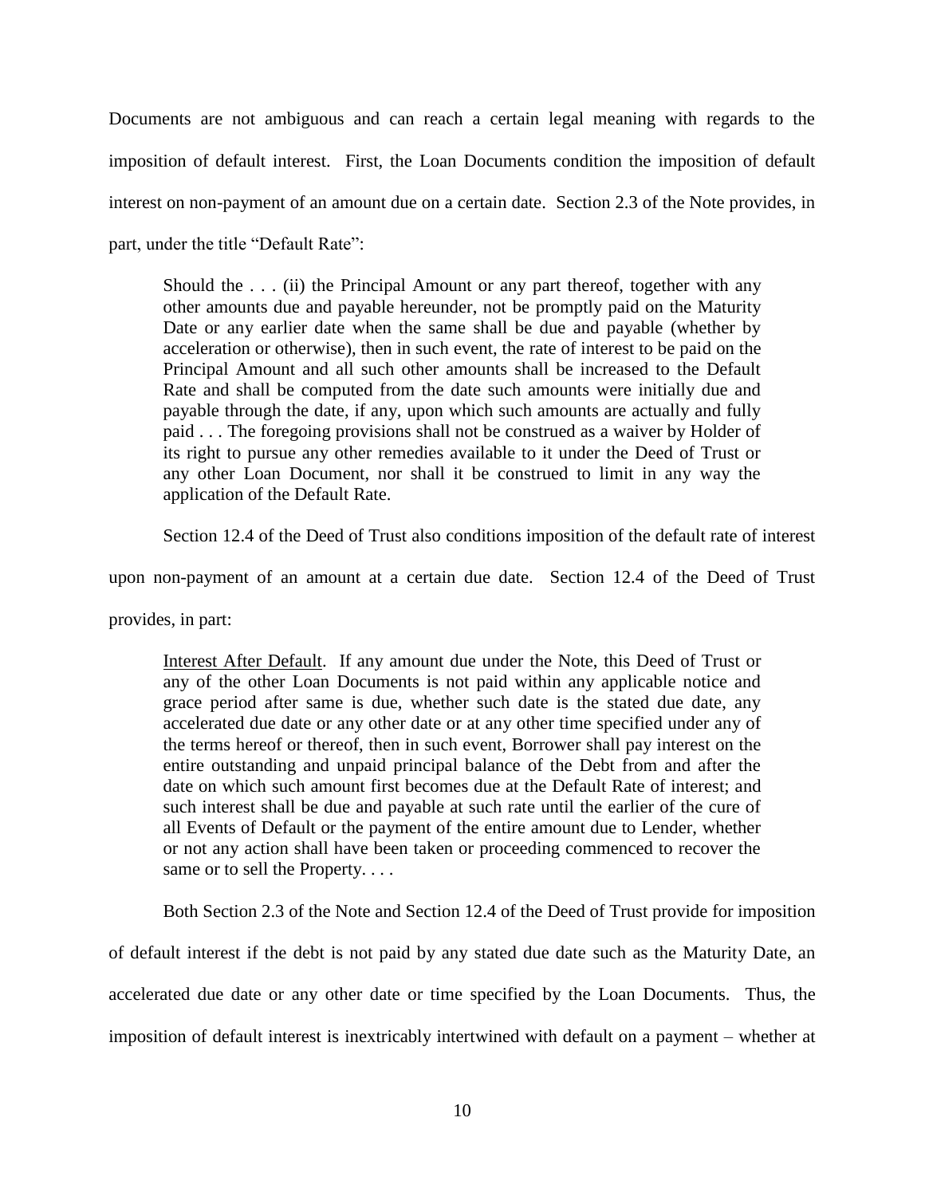Documents are not ambiguous and can reach a certain legal meaning with regards to the imposition of default interest. First, the Loan Documents condition the imposition of default interest on non-payment of an amount due on a certain date. Section 2.3 of the Note provides, in part, under the title "Default Rate":

> Should the . . . (ii) the Principal Amount or any part thereof, together with any other amounts due and payable hereunder, not be promptly paid on the Maturity Date or any earlier date when the same shall be due and payable (whether by acceleration or otherwise), then in such event, the rate of interest to be paid on the Principal Amount and all such other amounts shall be increased to the Default Rate and shall be computed from the date such amounts were initially due and payable through the date, if any, upon which such amounts are actually and fully paid . . . The foregoing provisions shall not be construed as a waiver by Holder of its right to pursue any other remedies available to it under the Deed of Trust or any other Loan Document, nor shall it be construed to limit in any way the application of the Default Rate.

Section 12.4 of the Deed of Trust also conditions imposition of the default rate of interest upon non-payment of an amount at a certain due date. Section 12.4 of the Deed of Trust provides, in part:

> <u>Interest After Default</u>. If any amount due under the Note, this Deed of Trust or any of the other Loan Documents is not paid within any applicable notice and grace period after same is due, whether such date is the stated due date, any accelerated due date or any other date or at any other time specified under any of the terms hereof or thereof, then in such event, Borrower shall pay interest on the entire outstanding and unpaid principal balance of the Debt from and after the date on which such amount first becomes due at the Default Rate of interest; and such interest shall be due and payable at such rate until the earlier of the cure of all Events of Default or the payment of the entire amount due to Lender, whether or not any action shall have been taken or proceeding commenced to recover the same or to sell the Property. . . .

Both Section 2.3 of the Note and Section 12.4 of the Deed of Trust provide for imposition of default interest if the debt is not paid by any stated due date such as the Maturity Date, an accelerated due date or any other date or time specified by the Loan Documents. Thus, the imposition of default interest is inextricably intertwined with default on a payment – whether at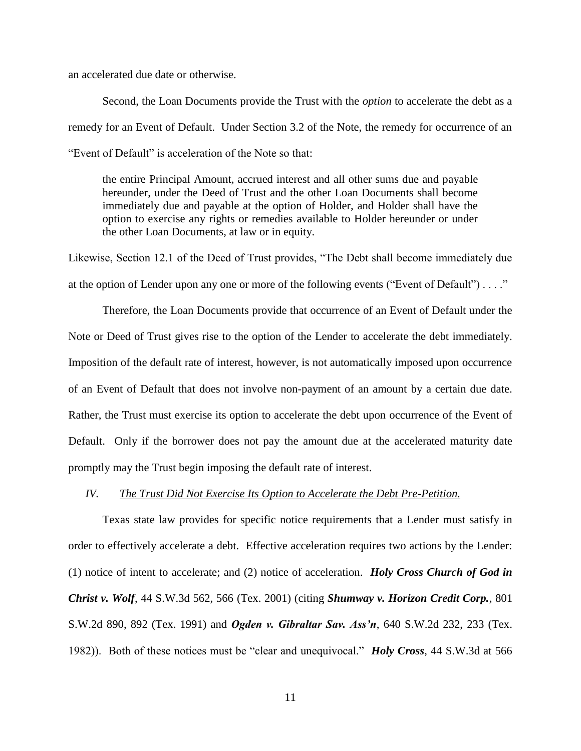an accelerated due date or otherwise.

Second, the Loan Documents provide the Trust with the *option* to accelerate the debt as a remedy for an Event of Default. Under Section 3.2 of the Note, the remedy for occurrence of an "Event of Default" is acceleration of the Note so that:

> the entire Principal Amount, accrued interest and all other sums due and payable hereunder, under the Deed of Trust and the other Loan Documents shall become immediately due and payable at the option of Holder, and Holder shall have the option to exercise any rights or remedies available to Holder hereunder or under the other Loan Documents, at law or in equity.

Likewise, Section 12.1 of the Deed of Trust provides, "The Debt shall become immediately due at the option of Lender upon any one or more of the following events ("Event of Default") . . . ."

Therefore, the Loan Documents provide that occurrence of an Event of Default under the Note or Deed of Trust gives rise to the option of the Lender to accelerate the debt immediately. Imposition of the default rate of interest, however, is not automatically imposed upon occurrence of an Event of Default that does not involve non-payment of an amount by a certain due date. Rather, the Trust must exercise its option to accelerate the debt upon occurrence of the Event of Default. Only if the borrower does not pay the amount due at the accelerated maturity date promptly may the Trust begin imposing the default rate of interest.

*IV. <u>The Trust Did Not Exercise Its Option to Accelerate the Debt Pre-Petition.</u>*

Texas state law provides for specific notice requirements that a Lender must satisfy in order to effectively accelerate a debt. Effective acceleration requires two actions by the Lender: (1) notice of intent to accelerate; and (2) notice of acceleration. ***Holy Cross Church of God in Christ v. Wolf***, 44 S.W.3d 562, 566 (Tex. 2001) (citing ***Shumway v. Horizon Credit Corp.***, 801 S.W.2d 890, 892 (Tex. 1991) and ***Ogden v. Gibraltar Sav. Ass'n***, 640 S.W.2d 232, 233 (Tex. 1982)). Both of these notices must be "clear and unequivocal." ***Holy Cross***, 44 S.W.3d at 566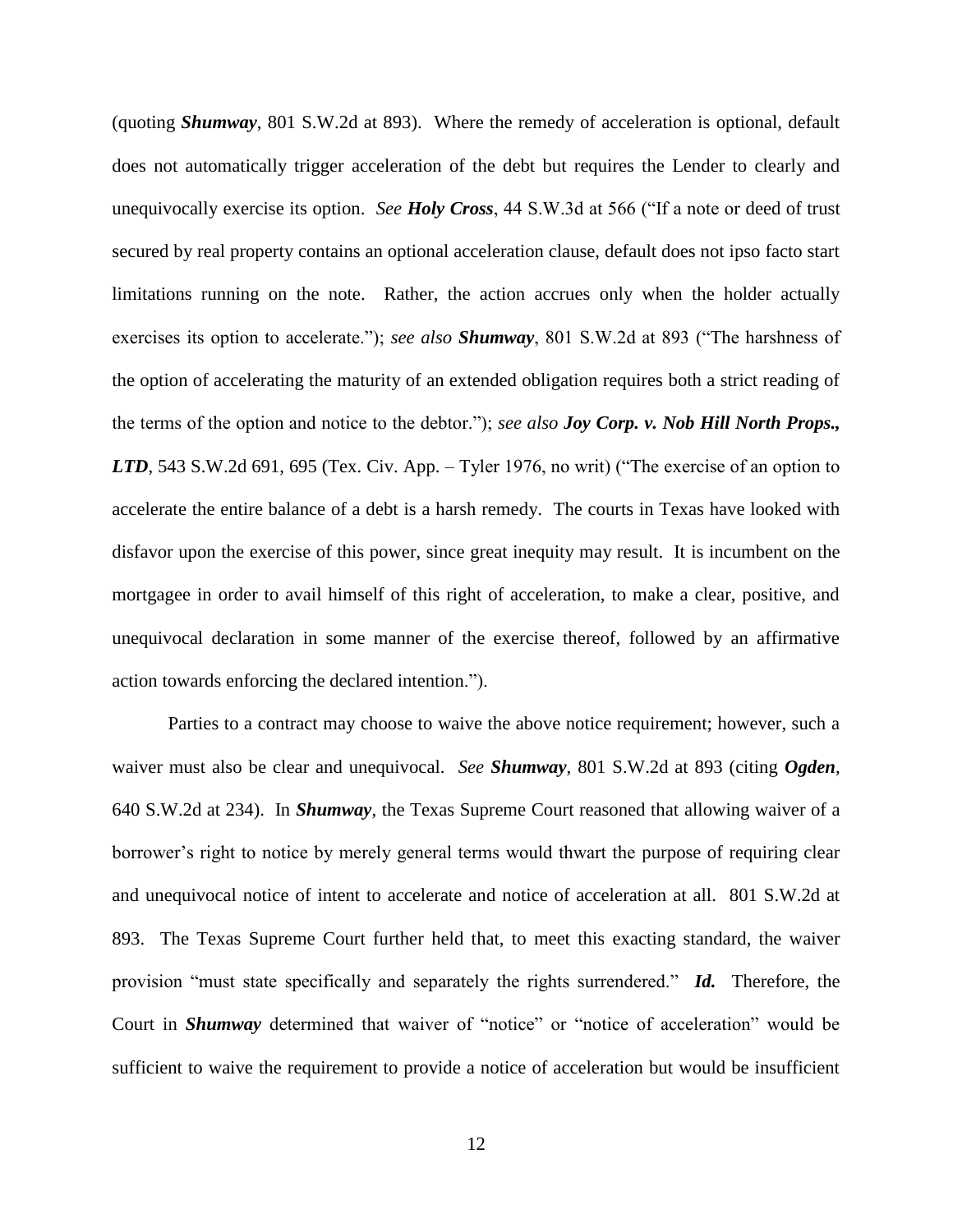(quoting ***Shumway***, 801 S.W.2d at 893). Where the remedy of acceleration is optional, default does not automatically trigger acceleration of the debt but requires the Lender to clearly and unequivocally exercise its option. *See* ***Holy Cross***, 44 S.W.3d at 566 ("If a note or deed of trust secured by real property contains an optional acceleration clause, default does not ipso facto start limitations running on the note. Rather, the action accrues only when the holder actually exercises its option to accelerate."); *see also* ***Shumway***, 801 S.W.2d at 893 ("The harshness of the option of accelerating the maturity of an extended obligation requires both a strict reading of the terms of the option and notice to the debtor."); *see also* ***Joy Corp. v. Nob Hill North Props., LTD***, 543 S.W.2d 691, 695 (Tex. Civ. App. – Tyler 1976, no writ) ("The exercise of an option to accelerate the entire balance of a debt is a harsh remedy. The courts in Texas have looked with disfavor upon the exercise of this power, since great inequity may result. It is incumbent on the mortgagee in order to avail himself of this right of acceleration, to make a clear, positive, and unequivocal declaration in some manner of the exercise thereof, followed by an affirmative action towards enforcing the declared intention.").

Parties to a contract may choose to waive the above notice requirement; however, such a waiver must also be clear and unequivocal. *See* ***Shumway***, 801 S.W.2d at 893 (citing ***Ogden***, 640 S.W.2d at 234). In ***Shumway***, the Texas Supreme Court reasoned that allowing waiver of a borrower's right to notice by merely general terms would thwart the purpose of requiring clear and unequivocal notice of intent to accelerate and notice of acceleration at all. 801 S.W.2d at 893. The Texas Supreme Court further held that, to meet this exacting standard, the waiver provision "must state specifically and separately the rights surrendered." ***Id.*** Therefore, the Court in ***Shumway*** determined that waiver of "notice" or "notice of acceleration" would be sufficient to waive the requirement to provide a notice of acceleration but would be insufficient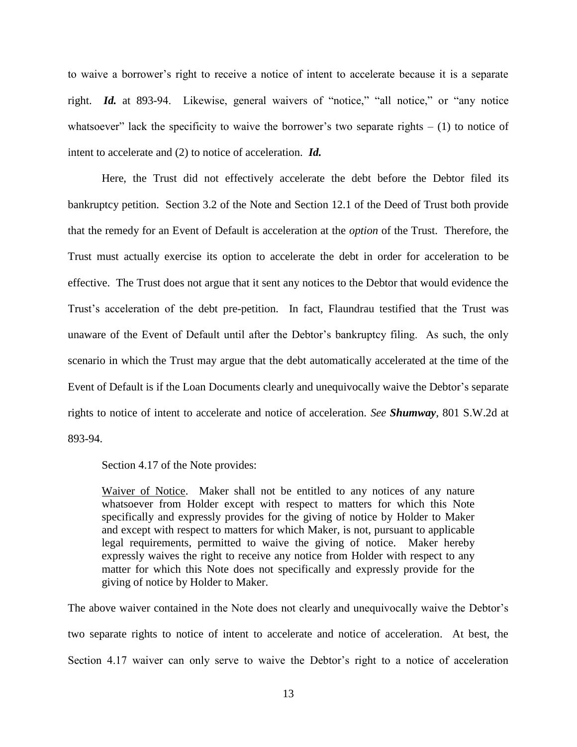to waive a borrower's right to receive a notice of intent to accelerate because it is a separate right. ***Id.*** at 893-94. Likewise, general waivers of "notice," "all notice," or "any notice whatsoever" lack the specificity to waive the borrower's two separate rights – (1) to notice of intent to accelerate and (2) to notice of acceleration. ***Id.***

Here, the Trust did not effectively accelerate the debt before the Debtor filed its bankruptcy petition. Section 3.2 of the Note and Section 12.1 of the Deed of Trust both provide that the remedy for an Event of Default is acceleration at the *option* of the Trust. Therefore, the Trust must actually exercise its option to accelerate the debt in order for acceleration to be effective. The Trust does not argue that it sent any notices to the Debtor that would evidence the Trust's acceleration of the debt pre-petition. In fact, Flaundrau testified that the Trust was unaware of the Event of Default until after the Debtor's bankruptcy filing. As such, the only scenario in which the Trust may argue that the debt automatically accelerated at the time of the Event of Default is if the Loan Documents clearly and unequivocally waive the Debtor's separate rights to notice of intent to accelerate and notice of acceleration. *See* ***Shumway***, 801 S.W.2d at 893-94.

Section 4.17 of the Note provides:

> <u>Waiver of Notice</u>. Maker shall not be entitled to any notices of any nature whatsoever from Holder except with respect to matters for which this Note specifically and expressly provides for the giving of notice by Holder to Maker and except with respect to matters for which Maker, is not, pursuant to applicable legal requirements, permitted to waive the giving of notice. Maker hereby expressly waives the right to receive any notice from Holder with respect to any matter for which this Note does not specifically and expressly provide for the giving of notice by Holder to Maker.

The above waiver contained in the Note does not clearly and unequivocally waive the Debtor's two separate rights to notice of intent to accelerate and notice of acceleration. At best, the Section 4.17 waiver can only serve to waive the Debtor's right to a notice of acceleration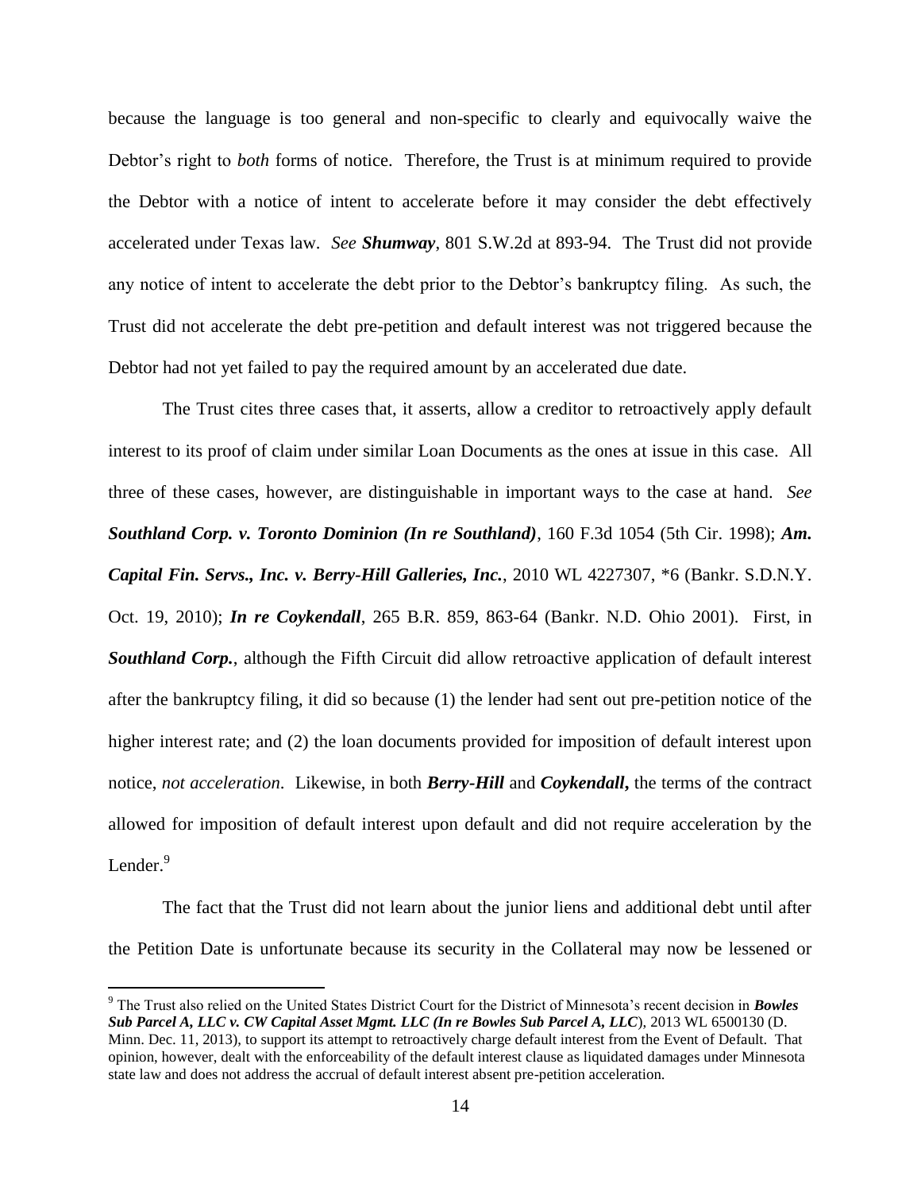because the language is too general and non-specific to clearly and equivocally waive the Debtor's right to *both* forms of notice. Therefore, the Trust is at minimum required to provide the Debtor with a notice of intent to accelerate before it may consider the debt effectively accelerated under Texas law. *See **Shumway***, 801 S.W.2d at 893-94. The Trust did not provide any notice of intent to accelerate the debt prior to the Debtor's bankruptcy filing. As such, the Trust did not accelerate the debt pre-petition and default interest was not triggered because the Debtor had not yet failed to pay the required amount by an accelerated due date.

The Trust cites three cases that, it asserts, allow a creditor to retroactively apply default interest to its proof of claim under similar Loan Documents as the ones at issue in this case. All three of these cases, however, are distinguishable in important ways to the case at hand. *See **Southland Corp. v. Toronto Dominion (In re Southland)***, 160 F.3d 1054 (5th Cir. 1998); ***Am. Capital Fin. Servs., Inc. v. Berry-Hill Galleries, Inc.***, 2010 WL 4227307, \*6 (Bankr. S.D.N.Y. Oct. 19, 2010); ***In re Coykendall***, 265 B.R. 859, 863-64 (Bankr. N.D. Ohio 2001). First, in ***Southland Corp.***, although the Fifth Circuit did allow retroactive application of default interest after the bankruptcy filing, it did so because (1) the lender had sent out pre-petition notice of the higher interest rate; and (2) the loan documents provided for imposition of default interest upon notice, *not acceleration*. Likewise, in both ***Berry-Hill*** and ***Coykendall***, the terms of the contract allowed for imposition of default interest upon default and did not require acceleration by the Lender.[9]

The fact that the Trust did not learn about the junior liens and additional debt until after the Petition Date is unfortunate because its security in the Collateral may now be lessened or

[9] The Trust also relied on the United States District Court for the District of Minnesota's recent decision in ***Bowles Sub Parcel A, LLC v. CW Capital Asset Mgmt. LLC (In re Bowles Sub Parcel A, LLC***), 2013 WL 6500130 (D. Minn. Dec. 11, 2013), to support its attempt to retroactively charge default interest from the Event of Default. That opinion, however, dealt with the enforceability of the default interest clause as liquidated damages under Minnesota state law and does not address the accrual of default interest absent pre-petition acceleration.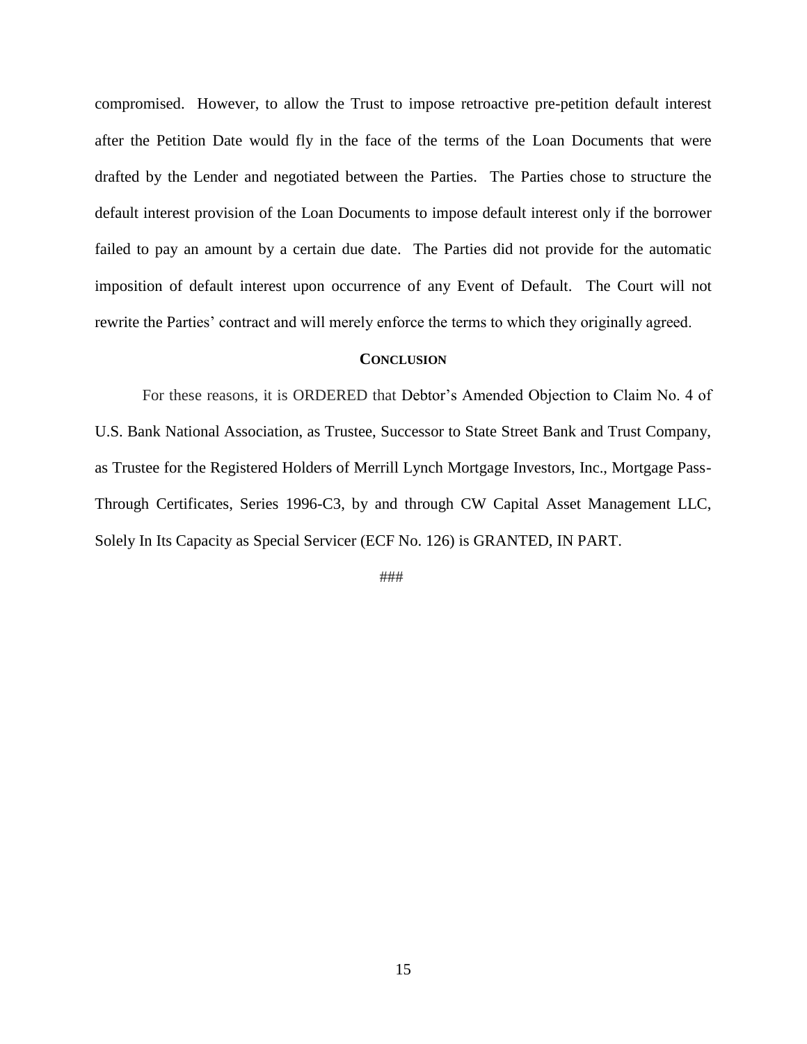compromised. However, to allow the Trust to impose retroactive pre-petition default interest after the Petition Date would fly in the face of the terms of the Loan Documents that were drafted by the Lender and negotiated between the Parties. The Parties chose to structure the default interest provision of the Loan Documents to impose default interest only if the borrower failed to pay an amount by a certain due date. The Parties did not provide for the automatic imposition of default interest upon occurrence of any Event of Default. The Court will not rewrite the Parties' contract and will merely enforce the terms to which they originally agreed.

## CONCLUSION

For these reasons, it is ORDERED that Debtor's Amended Objection to Claim No. 4 of U.S. Bank National Association, as Trustee, Successor to State Street Bank and Trust Company, as Trustee for the Registered Holders of Merrill Lynch Mortgage Investors, Inc., Mortgage Pass-Through Certificates, Series 1996-C3, by and through CW Capital Asset Management LLC, Solely In Its Capacity as Special Servicer (ECF No. 126) is GRANTED, IN PART.

###